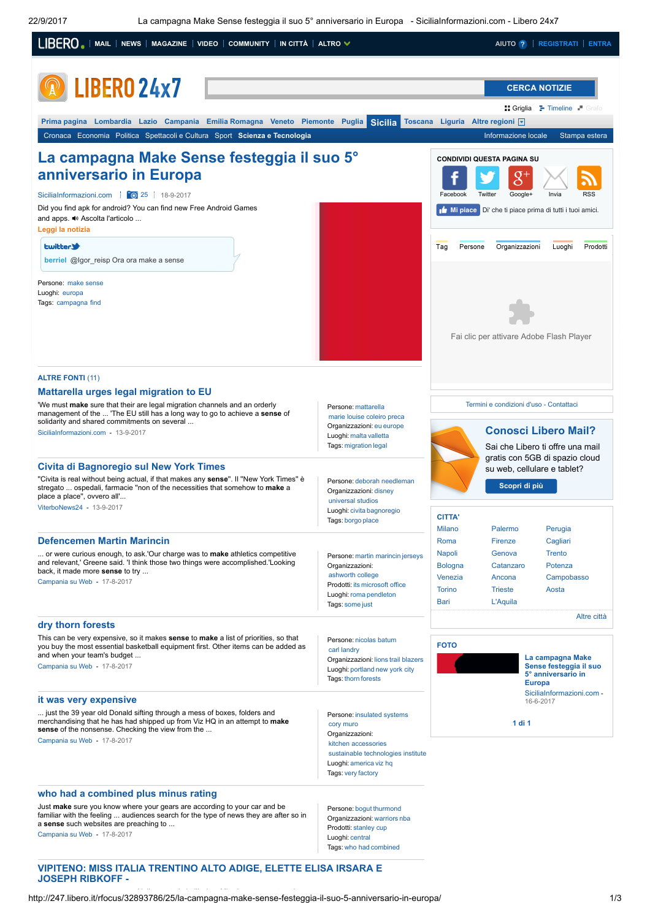LIBERO | MAIL | NEWS | MAGAZINE | VIDEO | COMMUNITY | IN CITTÀ | ALTRO

AIUTO | REGISTRATI | ENTRA

LIBERO 24x7

CERCA NOTIZIE

Griglia | Timeline | Grafo

Prima pagina | Lombardia | Lazio | Campania | Emilia Romagna | Veneto | Piemonte | Puglia | **Sicilia** | Toscana | Liguria | Altre regioni

Cronaca | Economia | Politica | Spettacoli e Cultura | Sport | **Scienza e Tecnologia** | Informazione locale | Stampa estera

# La campagna Make Sense festeggia il suo 5° anniversario in Europa

SiciliaInformazioni.com | 25 | 18-9-2017

Did you find apk for android? You can find new Free Android Games and apps. Ascolta l'articolo ...

**Leggi la notizia**

twitter

berriel @Igor_reisp Ora ora make a sense

Persone: make sense
Luoghi: europa
Tags: campagna find

ALTRE FONTI (11)

## Mattarella urges legal migration to EU

'We must **make** sure that their are legal migration channels and an orderly management of the ... 'The EU still has a long way to go to achieve a **sense** of solidarity and shared commitments on several ...

SiciliaInformazioni.com - 13-9-2017

Persone: mattarella, marie louise coleiro preca
Organizzazioni: eu europe
Luoghi: malta valletta
Tags: migration legal

## Civita di Bagnoregio sul New York Times

"Civita is real without being actual, if that makes any **sense**". Il "New York Times" è stregato ... ospedali, farmacie "non of the necessities that somehow to **make** a place a place", ovvero all'...

ViterboNews24 - 13-9-2017

Persone: deborah needleman
Organizzazioni: disney, universal studios
Luoghi: civita bagnoregio
Tags: borgo place

## Defencemen Martin Marincin

... or were curious enough, to ask.'Our charge was to **make** athletics competitive and relevant,' Greene said. 'I think those two things were accomplished.'Looking back, it made more **sense** to try ...

Campania su Web - 17-8-2017

Persone: martin marincin jerseys
Organizzazioni: ashworth college
Prodotti: its microsoft office
Luoghi: roma pendleton
Tags: some just

## dry thorn forests

This can be very expensive, so it makes **sense** to **make** a list of priorities, so that you buy the most essential basketball equipment first. Other items can be added as and when your team's budget ...

Campania su Web - 17-8-2017

Persone: nicolas batum, carl landry
Organizzazioni: lions trail blazers
Luoghi: portland new york city
Tags: thorn forests

## it was very expensive

... just the 39 year old Donald sifting through a mess of boxes, folders and merchandising that he has had shipped up from Viz HQ in an attempt to **make sense** of the nonsense. Checking the view from the ...

Campania su Web - 17-8-2017

Persone: insulated systems, cory muro
Organizzazioni: kitchen accessories, sustainable technologies institute
Luoghi: america viz hq
Tags: very factory

## who had a combined plus minus rating

Just **make** sure you know where your gears are according to your car and be familiar with the feeling ... audiences search for the type of news they are after so in a **sense** such websites are preaching to ...

Campania su Web - 17-8-2017

Persone: bogut thurmond
Organizzazioni: warriors nba
Prodotti: stanley cup
Luoghi: central
Tags: who had combined

## VIPITENO: MISS ITALIA TRENTINO ALTO ADIGE, ELETTE ELISA IRSARA E JOSEPH RIBKOFF -

CONDIVIDI QUESTA PAGINA SU

Facebook | Twitter | Google+ | Invia | RSS

Mi piace | Di' che ti piace prima di tutti i tuoi amici.

Tag | Persone | Organizzazioni | Luoghi | Prodotti

Fai clic per attivare Adobe Flash Player

Termini e condizioni d'uso - Contattaci

## Conosci Libero Mail?

Sai che Libero ti offre una mail gratis con 5GB di spazio cloud su web, cellulare e tablet?

Scopri di più

CITTA'

Milano, Roma, Napoli, Bologna, Venezia, Torino, Bari, Palermo, Firenze, Genova, Catanzaro, Ancona, Trieste, L'Aquila, Perugia, Cagliari, Trento, Potenza, Campobasso, Aosta

Altre città

FOTO

**La campagna Make Sense festeggia il suo 5° anniversario in Europa**

SiciliaInformazioni.com - 16-6-2017

1 di 1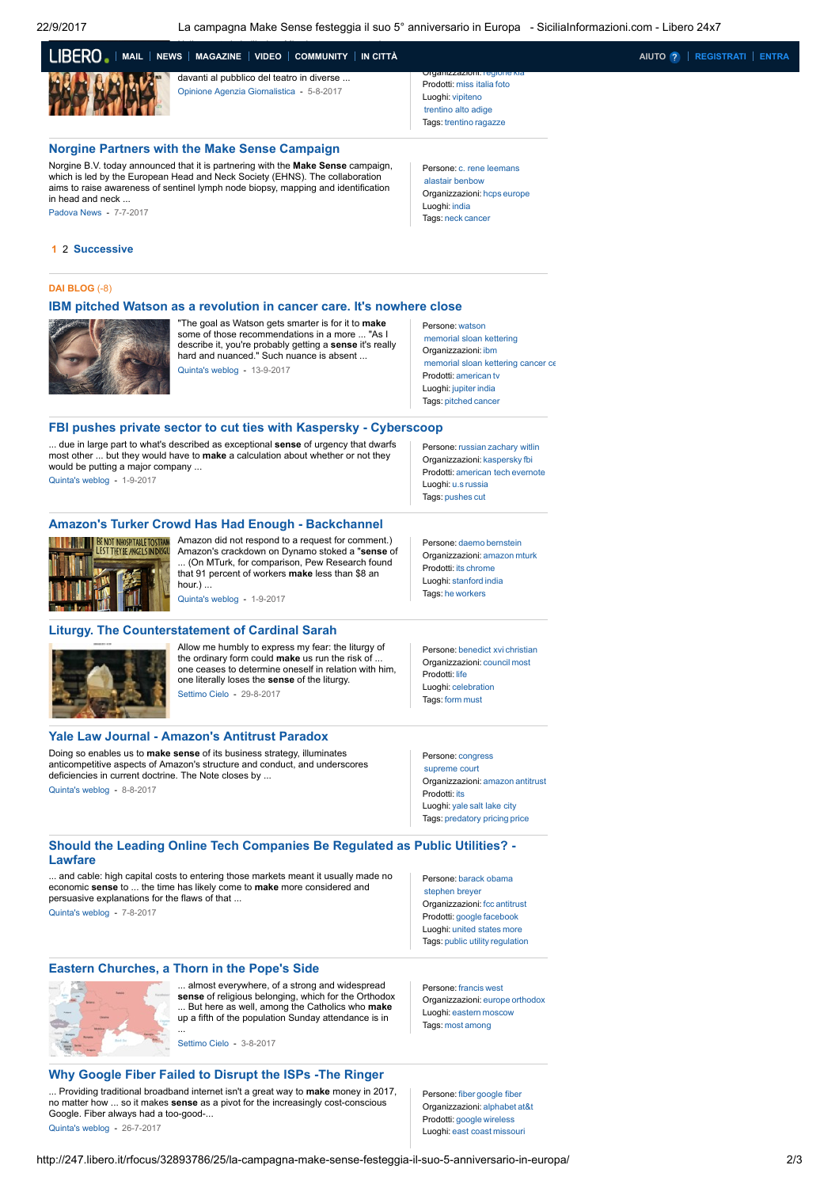davanti al pubblico del teatro in diverse ...

Opinione Agenzia Giornalistica - 5-8-2017

Prodotti: miss italia foto
Luoghi: vipiteno
trentino alto adige
Tags: trentino ragazze

## Norgine Partners with the Make Sense Campaign

Norgine B.V. today announced that it is partnering with the **Make Sense** campaign, which is led by the European Head and Neck Society (EHNS). The collaboration aims to raise awareness of sentinel lymph node biopsy, mapping and identification in head and neck ...

Padova News - 7-7-2017

Persone: c. rene leemans
alastair benbow
Organizzazioni: hcps europe
Luoghi: india
Tags: neck cancer

1 2 **Successive**

**DAI BLOG** (-8)

## IBM pitched Watson as a revolution in cancer care. It's nowhere close

"The goal as Watson gets smarter is for it to **make** some of those recommendations in a more ... "As I describe it, you're probably getting a **sense** it's really hard and nuanced." Such nuance is absent ...

Quinta's weblog - 13-9-2017

Persone: watson
memorial sloan kettering
Organizzazioni: ibm
memorial sloan kettering cancer ce
Prodotti: american tv
Luoghi: jupiter india
Tags: pitched cancer

## FBI pushes private sector to cut ties with Kaspersky - Cyberscoop

... due in large part to what's described as exceptional **sense** of urgency that dwarfs most other ... but they would have to **make** a calculation about whether or not they would be putting a major company ...

Quinta's weblog - 1-9-2017

Persone: russian zachary witlin
Organizzazioni: kaspersky fbi
Prodotti: american tech evernote
Luoghi: u.s russia
Tags: pushes cut

## Amazon's Turker Crowd Has Had Enough - Backchannel

Amazon did not respond to a request for comment.) Amazon's crackdown on Dynamo stoked a "**sense** of ... (On MTurk, for comparison, Pew Research found that 91 percent of workers **make** less than $8 an hour.) ...

Quinta's weblog - 1-9-2017

Persone: daemo bernstein
Organizzazioni: amazon mturk
Prodotti: its chrome
Luoghi: stanford india
Tags: he workers

## Liturgy. The Counterstatement of Cardinal Sarah

Allow me humbly to express my fear: the liturgy of the ordinary form could **make** us run the risk of ... one ceases to determine oneself in relation with him, one literally loses the **sense** of the liturgy.

Settimo Cielo - 29-8-2017

Persone: benedict xvi christian
Organizzazioni: council most
Prodotti: life
Luoghi: celebration
Tags: form must

## Yale Law Journal - Amazon's Antitrust Paradox

Doing so enables us to **make sense** of its business strategy, illuminates anticompetitive aspects of Amazon's structure and conduct, and underscores deficiencies in current doctrine. The Note closes by ...

Quinta's weblog - 8-8-2017

Persone: congress
supreme court
Organizzazioni: amazon antitrust
Prodotti: its
Luoghi: yale salt lake city
Tags: predatory pricing price

## Should the Leading Online Tech Companies Be Regulated as Public Utilities? - Lawfare

... and cable: high capital costs to entering those markets meant it usually made no economic **sense** to ... the time has likely come to **make** more considered and persuasive explanations for the flaws of that ...

Quinta's weblog - 7-8-2017

Persone: barack obama
stephen breyer
Organizzazioni: fcc antitrust
Prodotti: google facebook
Luoghi: united states more
Tags: public utility regulation

## Eastern Churches, a Thorn in the Pope's Side

... almost everywhere, of a strong and widespread **sense** of religious belonging, which for the Orthodox ... But here as well, among the Catholics who **make** up a fifth of the population Sunday attendance is in ...

Settimo Cielo - 3-8-2017

Persone: francis west
Organizzazioni: europe orthodox
Luoghi: eastern moscow
Tags: most among

## Why Google Fiber Failed to Disrupt the ISPs -The Ringer

... Providing traditional broadband internet isn't a great way to **make** money in 2017, no matter how ... so it makes **sense** as a pivot for the increasingly cost-conscious Google. Fiber always had a too-good-...

Quinta's weblog - 26-7-2017

Persone: fiber google fiber
Organizzazioni: alphabet at&t
Prodotti: google wireless
Luoghi: east coast missouri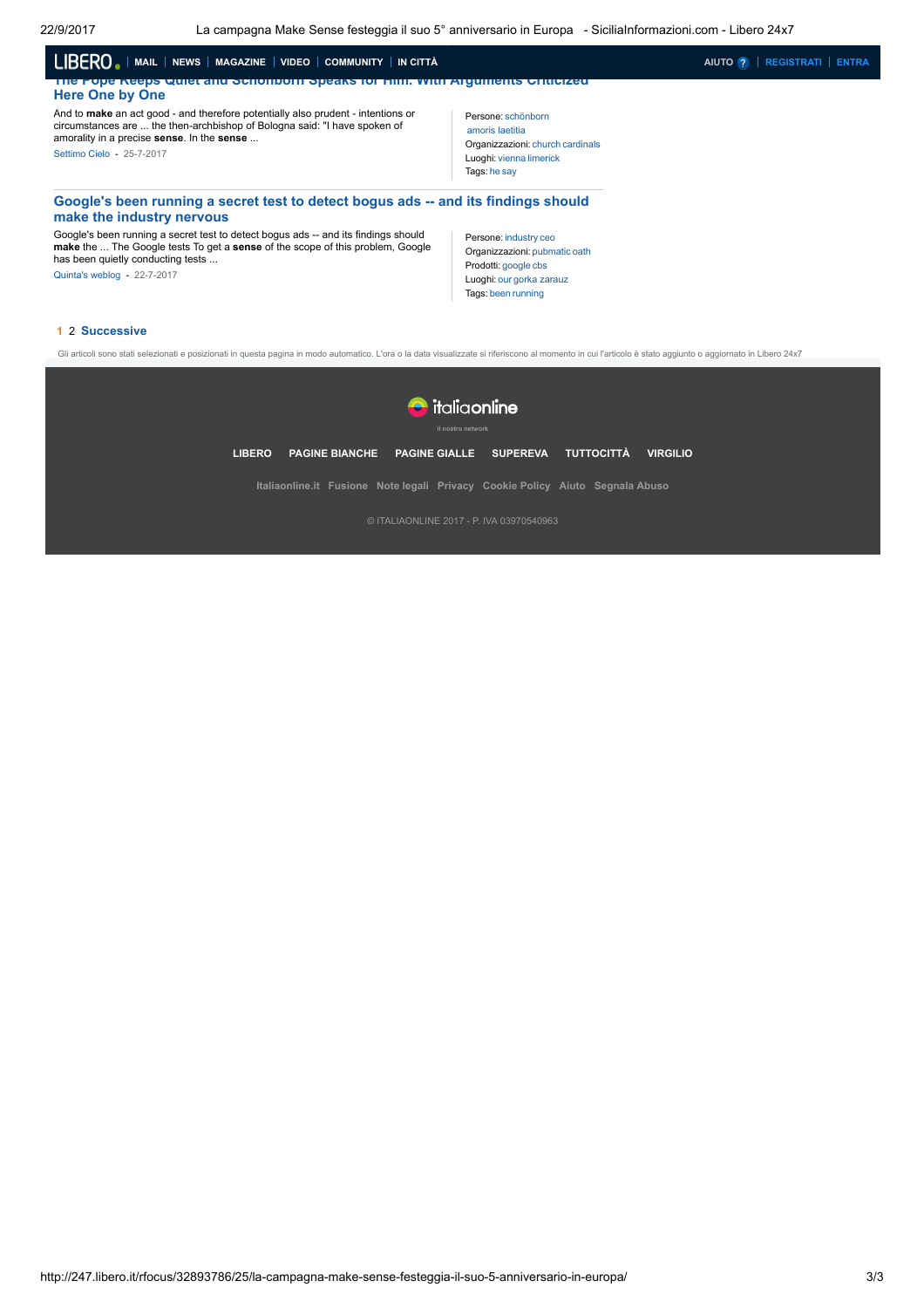LIBERO | MAIL | NEWS | MAGAZINE | VIDEO | COMMUNITY | IN CITTÀ    AIUTO ? | REGISTRATI | ENTRA

### The Pope Keeps Quiet and Schönborn Speaks for Him. With Arguments Criticized Here One by One

And to **make** an act good - and therefore potentially also prudent - intentions or circumstances are ... the then-archbishop of Bologna said: "I have spoken of amorality in a precise **sense**. In the **sense** ...

Settimo Cielo - 25-7-2017

Persone: schönborn amoris laetitia
Organizzazioni: church cardinals
Luoghi: vienna limerick
Tags: he say

### Google's been running a secret test to detect bogus ads -- and its findings should make the industry nervous

Google's been running a secret test to detect bogus ads -- and its findings should **make** the ... The Google tests To get a **sense** of the scope of this problem, Google has been quietly conducting tests ...

Quinta's weblog - 22-7-2017

Persone: industry ceo
Organizzazioni: pubmatic oath
Prodotti: google cbs
Luoghi: our gorka zarauz
Tags: been running

1 2 **Successive**

Gli articoli sono stati selezionati e posizionati in questa pagina in modo automatico. L'ora o la data visualizzate si riferiscono al momento in cui l'articolo è stato aggiunto o aggiornato in Libero 24x7

italiaonline
il nostro network

LIBERO | PAGINE BIANCHE | PAGINE GIALLE | SUPEREVA | TUTTOCITTÀ | VIRGILIO

Italiaonline.it  Fusione  Note legali  Privacy  Cookie Policy  Aiuto  Segnala Abuso

© ITALIAONLINE 2017 - P. IVA 03970540963